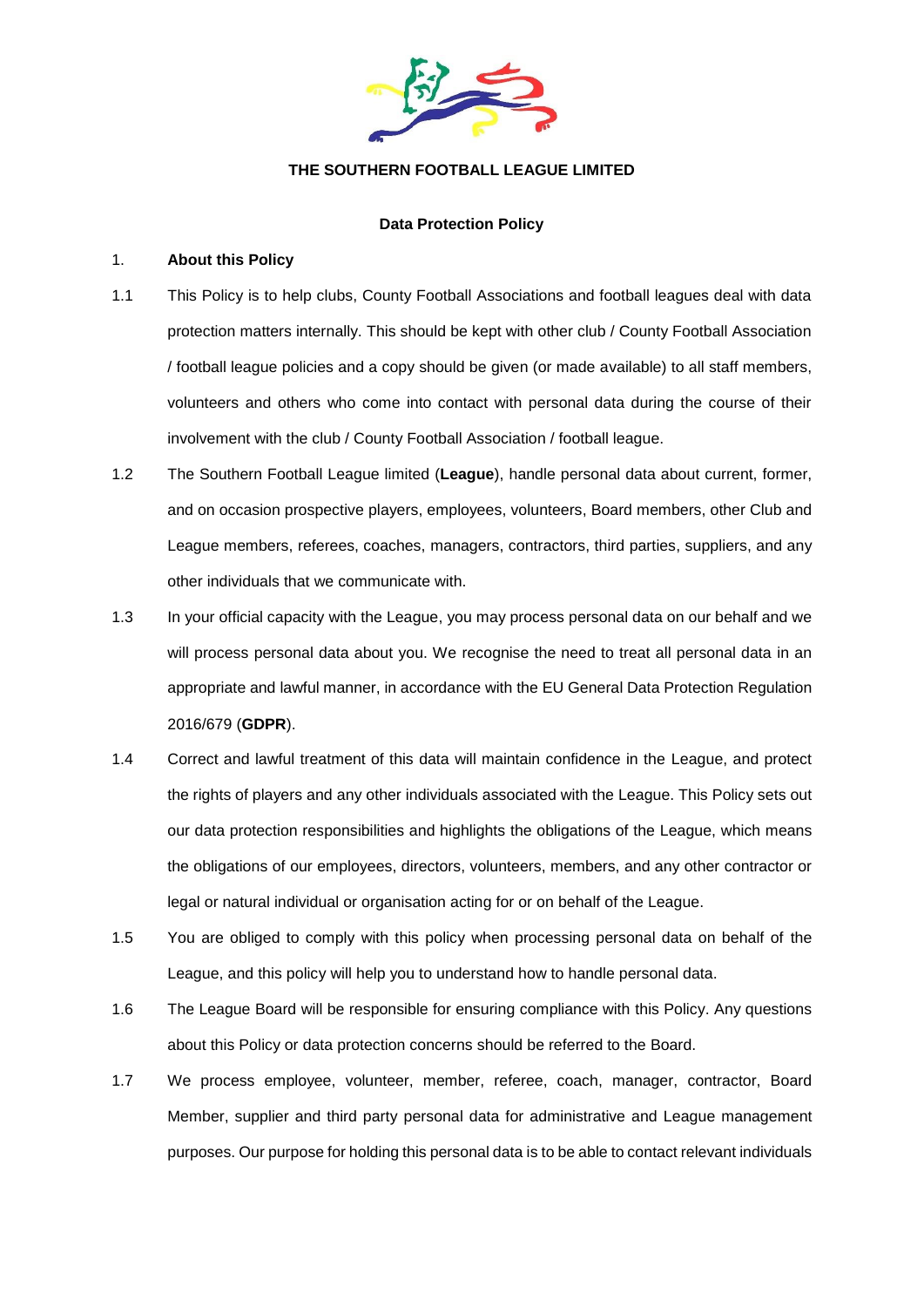# THE SOUTHERN FOOTBALL LEAGUE LIMITED

## Data Protection Policy

1. **About this Policy**

1.1 This Policy is to help clubs, County Football Associations and football leagues deal with data protection matters internally. This should be kept with other club / County Football Association / football league policies and a copy should be given (or made available) to all staff members, volunteers and others who come into contact with personal data during the course of their involvement with the club / County Football Association / football league.

1.2 The Southern Football League limited (**League**), handle personal data about current, former, and on occasion prospective players, employees, volunteers, Board members, other Club and League members, referees, coaches, managers, contractors, third parties, suppliers, and any other individuals that we communicate with.

1.3 In your official capacity with the League, you may process personal data on our behalf and we will process personal data about you. We recognise the need to treat all personal data in an appropriate and lawful manner, in accordance with the EU General Data Protection Regulation 2016/679 (**GDPR**).

1.4 Correct and lawful treatment of this data will maintain confidence in the League, and protect the rights of players and any other individuals associated with the League. This Policy sets out our data protection responsibilities and highlights the obligations of the League, which means the obligations of our employees, directors, volunteers, members, and any other contractor or legal or natural individual or organisation acting for or on behalf of the League.

1.5 You are obliged to comply with this policy when processing personal data on behalf of the League, and this policy will help you to understand how to handle personal data.

1.6 The League Board will be responsible for ensuring compliance with this Policy. Any questions about this Policy or data protection concerns should be referred to the Board.

1.7 We process employee, volunteer, member, referee, coach, manager, contractor, Board Member, supplier and third party personal data for administrative and League management purposes. Our purpose for holding this personal data is to be able to contact relevant individuals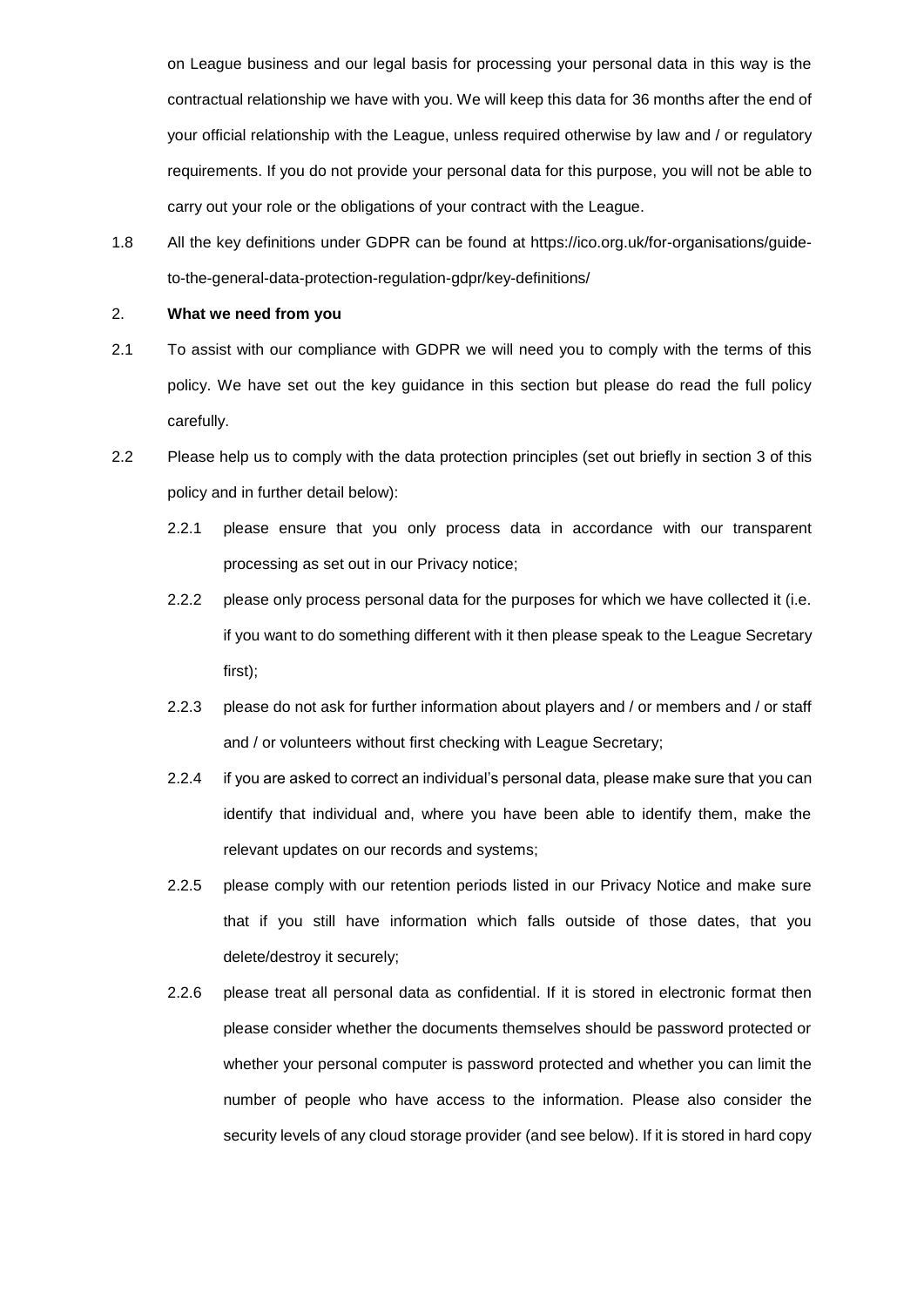on League business and our legal basis for processing your personal data in this way is the contractual relationship we have with you. We will keep this data for 36 months after the end of your official relationship with the League, unless required otherwise by law and / or regulatory requirements. If you do not provide your personal data for this purpose, you will not be able to carry out your role or the obligations of your contract with the League.

1.8 All the key definitions under GDPR can be found at https://ico.org.uk/for-organisations/guide-to-the-general-data-protection-regulation-gdpr/key-definitions/

## 2. **What we need from you**

2.1 To assist with our compliance with GDPR we will need you to comply with the terms of this policy. We have set out the key guidance in this section but please do read the full policy carefully.

2.2 Please help us to comply with the data protection principles (set out briefly in section 3 of this policy and in further detail below):

2.2.1 please ensure that you only process data in accordance with our transparent processing as set out in our Privacy notice;

2.2.2 please only process personal data for the purposes for which we have collected it (i.e. if you want to do something different with it then please speak to the League Secretary first);

2.2.3 please do not ask for further information about players and / or members and / or staff and / or volunteers without first checking with League Secretary;

2.2.4 if you are asked to correct an individual's personal data, please make sure that you can identify that individual and, where you have been able to identify them, make the relevant updates on our records and systems;

2.2.5 please comply with our retention periods listed in our Privacy Notice and make sure that if you still have information which falls outside of those dates, that you delete/destroy it securely;

2.2.6 please treat all personal data as confidential. If it is stored in electronic format then please consider whether the documents themselves should be password protected or whether your personal computer is password protected and whether you can limit the number of people who have access to the information. Please also consider the security levels of any cloud storage provider (and see below). If it is stored in hard copy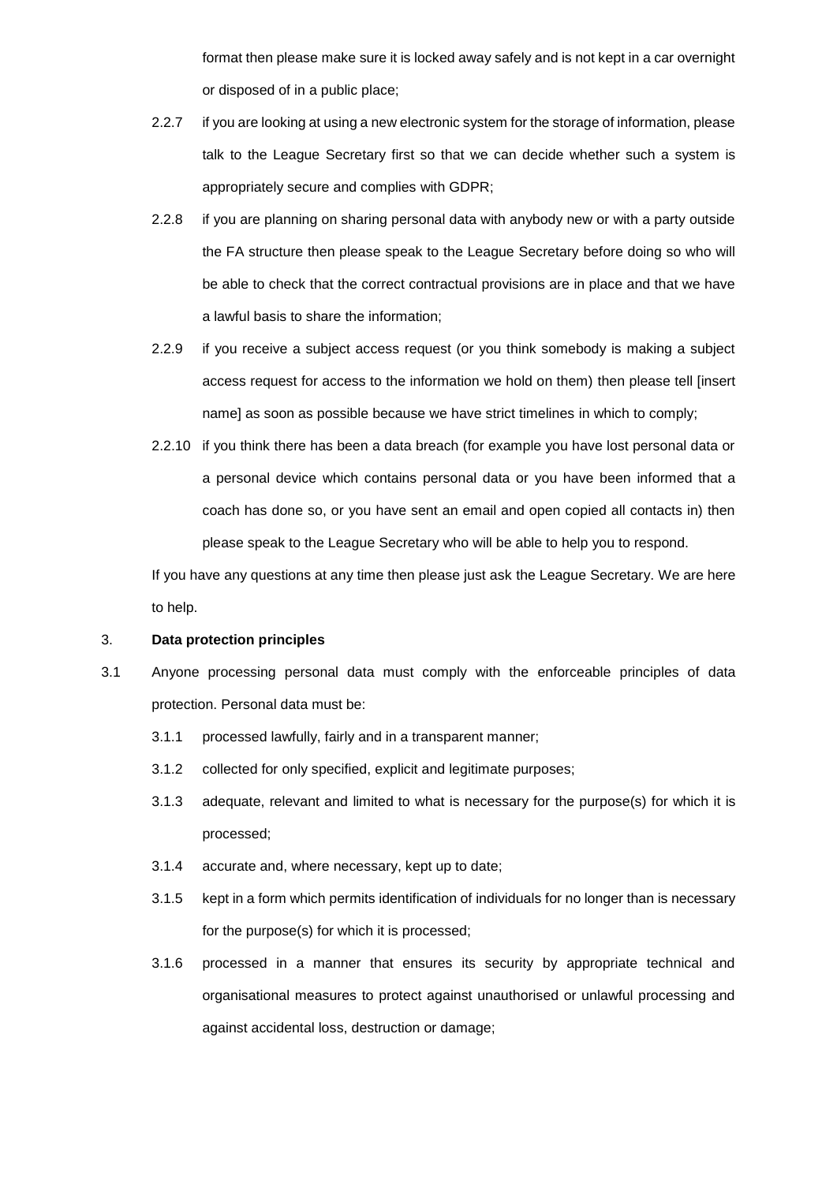format then please make sure it is locked away safely and is not kept in a car overnight or disposed of in a public place;

2.2.7 if you are looking at using a new electronic system for the storage of information, please talk to the League Secretary first so that we can decide whether such a system is appropriately secure and complies with GDPR;

2.2.8 if you are planning on sharing personal data with anybody new or with a party outside the FA structure then please speak to the League Secretary before doing so who will be able to check that the correct contractual provisions are in place and that we have a lawful basis to share the information;

2.2.9 if you receive a subject access request (or you think somebody is making a subject access request for access to the information we hold on them) then please tell [insert name] as soon as possible because we have strict timelines in which to comply;

2.2.10 if you think there has been a data breach (for example you have lost personal data or a personal device which contains personal data or you have been informed that a coach has done so, or you have sent an email and open copied all contacts in) then please speak to the League Secretary who will be able to help you to respond.

If you have any questions at any time then please just ask the League Secretary. We are here to help.

3. **Data protection principles**

3.1 Anyone processing personal data must comply with the enforceable principles of data protection. Personal data must be:

3.1.1 processed lawfully, fairly and in a transparent manner;

3.1.2 collected for only specified, explicit and legitimate purposes;

3.1.3 adequate, relevant and limited to what is necessary for the purpose(s) for which it is processed;

3.1.4 accurate and, where necessary, kept up to date;

3.1.5 kept in a form which permits identification of individuals for no longer than is necessary for the purpose(s) for which it is processed;

3.1.6 processed in a manner that ensures its security by appropriate technical and organisational measures to protect against unauthorised or unlawful processing and against accidental loss, destruction or damage;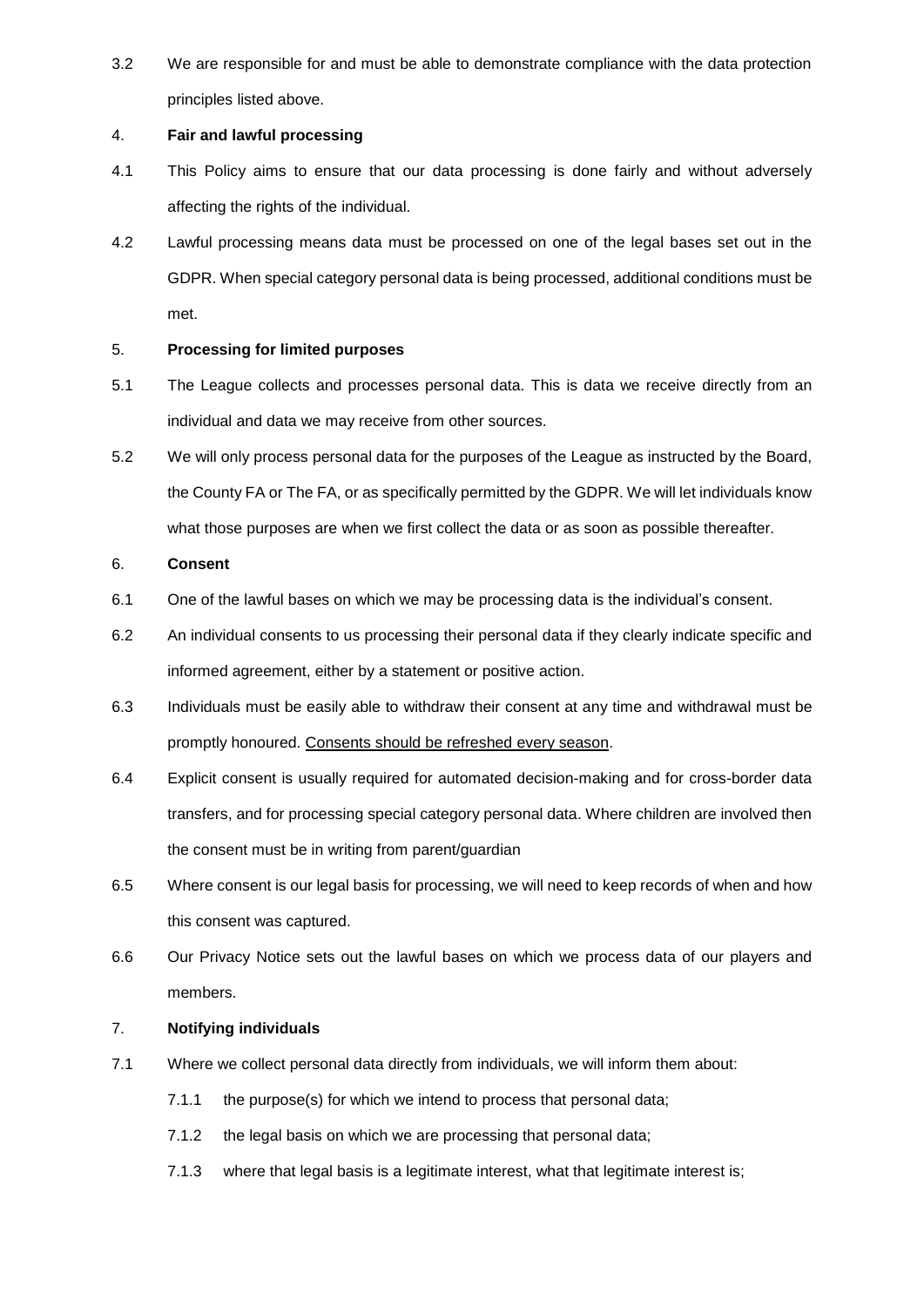3.2 We are responsible for and must be able to demonstrate compliance with the data protection principles listed above.

## 4. **Fair and lawful processing**

4.1 This Policy aims to ensure that our data processing is done fairly and without adversely affecting the rights of the individual.

4.2 Lawful processing means data must be processed on one of the legal bases set out in the GDPR. When special category personal data is being processed, additional conditions must be met.

## 5. **Processing for limited purposes**

5.1 The League collects and processes personal data. This is data we receive directly from an individual and data we may receive from other sources.

5.2 We will only process personal data for the purposes of the League as instructed by the Board, the County FA or The FA, or as specifically permitted by the GDPR. We will let individuals know what those purposes are when we first collect the data or as soon as possible thereafter.

## 6. **Consent**

6.1 One of the lawful bases on which we may be processing data is the individual's consent.

6.2 An individual consents to us processing their personal data if they clearly indicate specific and informed agreement, either by a statement or positive action.

6.3 Individuals must be easily able to withdraw their consent at any time and withdrawal must be promptly honoured. <u>Consents should be refreshed every season</u>.

6.4 Explicit consent is usually required for automated decision-making and for cross-border data transfers, and for processing special category personal data. Where children are involved then the consent must be in writing from parent/guardian

6.5 Where consent is our legal basis for processing, we will need to keep records of when and how this consent was captured.

6.6 Our Privacy Notice sets out the lawful bases on which we process data of our players and members.

## 7. **Notifying individuals**

7.1 Where we collect personal data directly from individuals, we will inform them about:

- 7.1.1 the purpose(s) for which we intend to process that personal data;
- 7.1.2 the legal basis on which we are processing that personal data;
- 7.1.3 where that legal basis is a legitimate interest, what that legitimate interest is;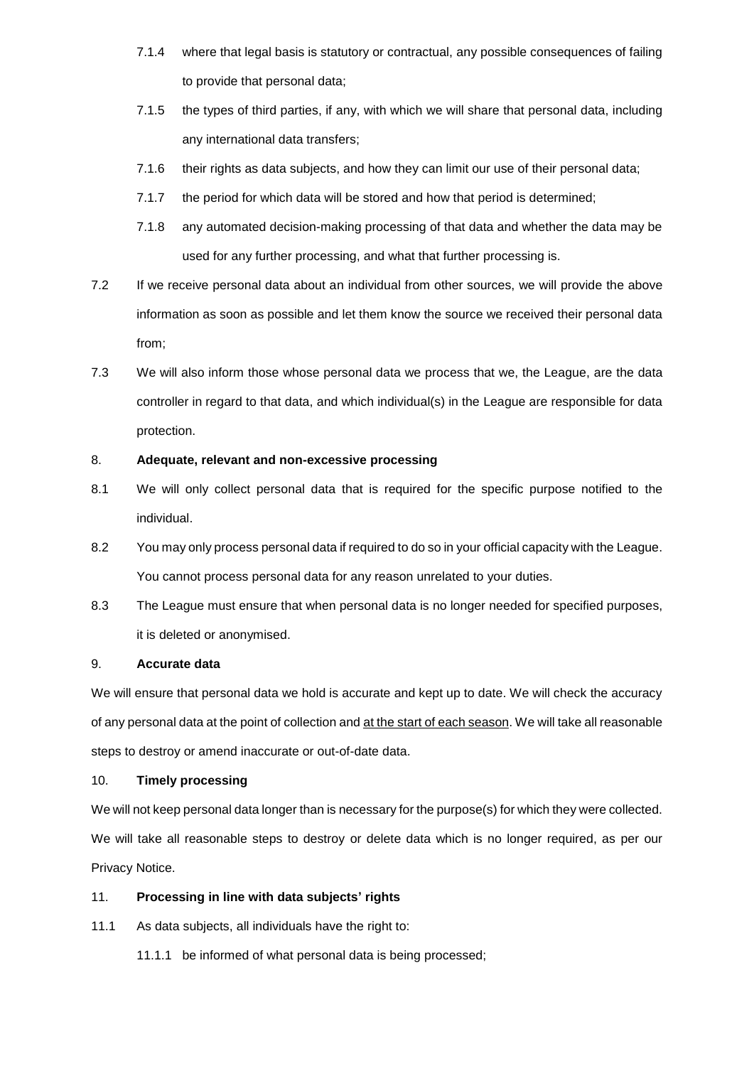7.1.4 where that legal basis is statutory or contractual, any possible consequences of failing to provide that personal data;

7.1.5 the types of third parties, if any, with which we will share that personal data, including any international data transfers;

7.1.6 their rights as data subjects, and how they can limit our use of their personal data;

7.1.7 the period for which data will be stored and how that period is determined;

7.1.8 any automated decision-making processing of that data and whether the data may be used for any further processing, and what that further processing is.

7.2 If we receive personal data about an individual from other sources, we will provide the above information as soon as possible and let them know the source we received their personal data from;

7.3 We will also inform those whose personal data we process that we, the League, are the data controller in regard to that data, and which individual(s) in the League are responsible for data protection.

8. **Adequate, relevant and non-excessive processing**

8.1 We will only collect personal data that is required for the specific purpose notified to the individual.

8.2 You may only process personal data if required to do so in your official capacity with the League. You cannot process personal data for any reason unrelated to your duties.

8.3 The League must ensure that when personal data is no longer needed for specified purposes, it is deleted or anonymised.

9. **Accurate data**

We will ensure that personal data we hold is accurate and kept up to date. We will check the accuracy of any personal data at the point of collection and <u>at the start of each season</u>. We will take all reasonable steps to destroy or amend inaccurate or out-of-date data.

10. **Timely processing**

We will not keep personal data longer than is necessary for the purpose(s) for which they were collected. We will take all reasonable steps to destroy or delete data which is no longer required, as per our Privacy Notice.

11. **Processing in line with data subjects' rights**

11.1 As data subjects, all individuals have the right to:

11.1.1 be informed of what personal data is being processed;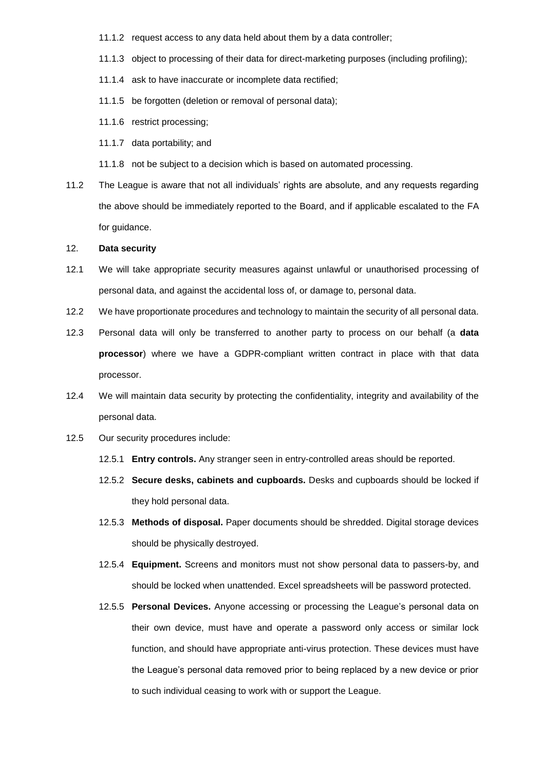11.1.2 request access to any data held about them by a data controller;

11.1.3 object to processing of their data for direct-marketing purposes (including profiling);

11.1.4 ask to have inaccurate or incomplete data rectified;

11.1.5 be forgotten (deletion or removal of personal data);

11.1.6 restrict processing;

11.1.7 data portability; and

11.1.8 not be subject to a decision which is based on automated processing.

11.2 The League is aware that not all individuals' rights are absolute, and any requests regarding the above should be immediately reported to the Board, and if applicable escalated to the FA for guidance.

12. **Data security**

12.1 We will take appropriate security measures against unlawful or unauthorised processing of personal data, and against the accidental loss of, or damage to, personal data.

12.2 We have proportionate procedures and technology to maintain the security of all personal data.

12.3 Personal data will only be transferred to another party to process on our behalf (a **data processor**) where we have a GDPR-compliant written contract in place with that data processor.

12.4 We will maintain data security by protecting the confidentiality, integrity and availability of the personal data.

12.5 Our security procedures include:

12.5.1 **Entry controls.** Any stranger seen in entry-controlled areas should be reported.

12.5.2 **Secure desks, cabinets and cupboards.** Desks and cupboards should be locked if they hold personal data.

12.5.3 **Methods of disposal.** Paper documents should be shredded. Digital storage devices should be physically destroyed.

12.5.4 **Equipment.** Screens and monitors must not show personal data to passers-by, and should be locked when unattended. Excel spreadsheets will be password protected.

12.5.5 **Personal Devices.** Anyone accessing or processing the League's personal data on their own device, must have and operate a password only access or similar lock function, and should have appropriate anti-virus protection. These devices must have the League's personal data removed prior to being replaced by a new device or prior to such individual ceasing to work with or support the League.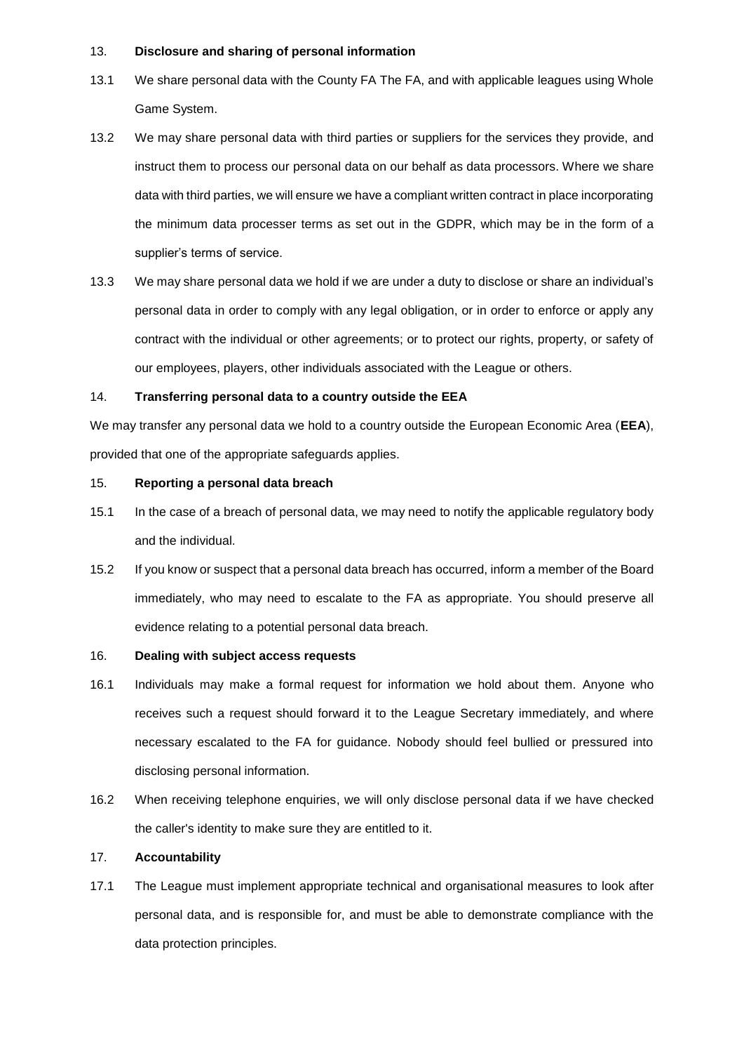## 13. **Disclosure and sharing of personal information**

13.1 We share personal data with the County FA The FA, and with applicable leagues using Whole Game System.

13.2 We may share personal data with third parties or suppliers for the services they provide, and instruct them to process our personal data on our behalf as data processors. Where we share data with third parties, we will ensure we have a compliant written contract in place incorporating the minimum data processer terms as set out in the GDPR, which may be in the form of a supplier's terms of service.

13.3 We may share personal data we hold if we are under a duty to disclose or share an individual's personal data in order to comply with any legal obligation, or in order to enforce or apply any contract with the individual or other agreements; or to protect our rights, property, or safety of our employees, players, other individuals associated with the League or others.

## 14. **Transferring personal data to a country outside the EEA**

We may transfer any personal data we hold to a country outside the European Economic Area (**EEA**), provided that one of the appropriate safeguards applies.

## 15. **Reporting a personal data breach**

15.1 In the case of a breach of personal data, we may need to notify the applicable regulatory body and the individual.

15.2 If you know or suspect that a personal data breach has occurred, inform a member of the Board immediately, who may need to escalate to the FA as appropriate. You should preserve all evidence relating to a potential personal data breach.

## 16. **Dealing with subject access requests**

16.1 Individuals may make a formal request for information we hold about them. Anyone who receives such a request should forward it to the League Secretary immediately, and where necessary escalated to the FA for guidance. Nobody should feel bullied or pressured into disclosing personal information.

16.2 When receiving telephone enquiries, we will only disclose personal data if we have checked the caller's identity to make sure they are entitled to it.

## 17. **Accountability**

17.1 The League must implement appropriate technical and organisational measures to look after personal data, and is responsible for, and must be able to demonstrate compliance with the data protection principles.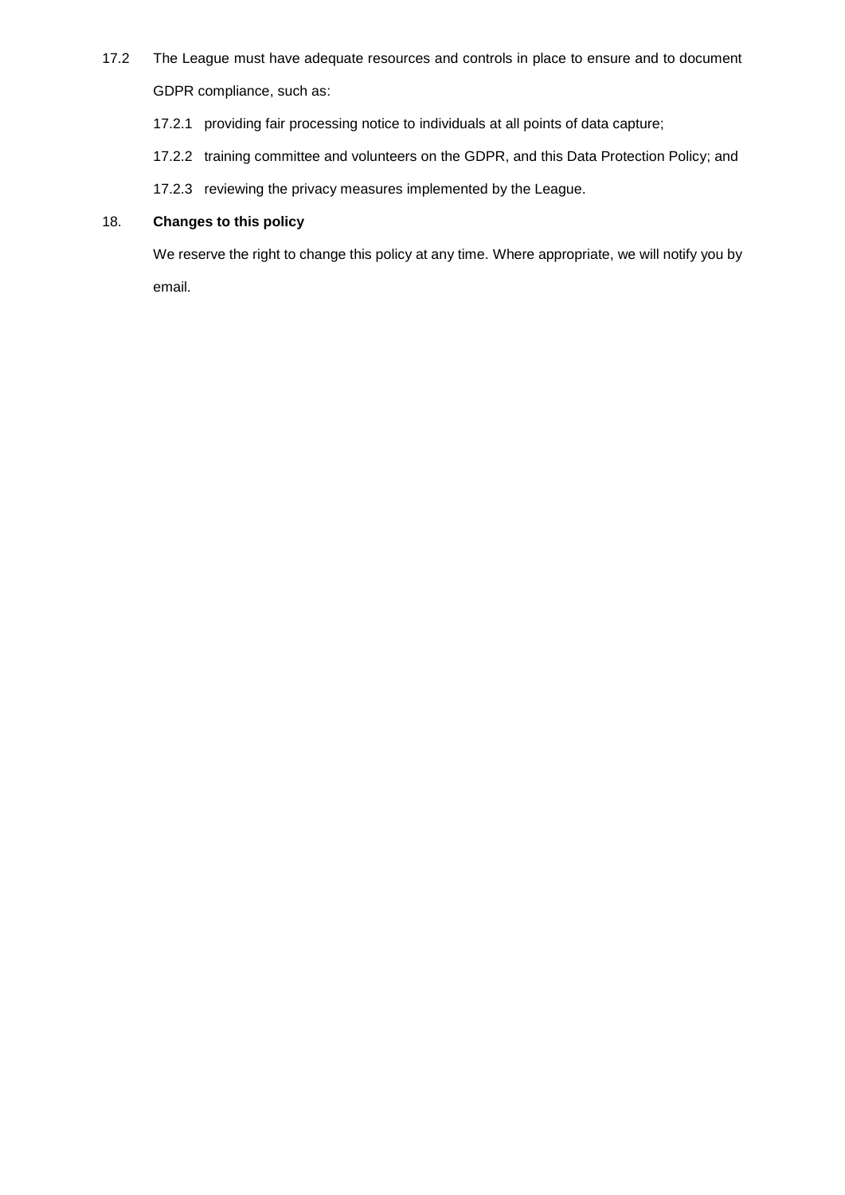17.2 The League must have adequate resources and controls in place to ensure and to document GDPR compliance, such as:

17.2.1 providing fair processing notice to individuals at all points of data capture;

17.2.2 training committee and volunteers on the GDPR, and this Data Protection Policy; and

17.2.3 reviewing the privacy measures implemented by the League.

## 18. Changes to this policy

We reserve the right to change this policy at any time. Where appropriate, we will notify you by email.